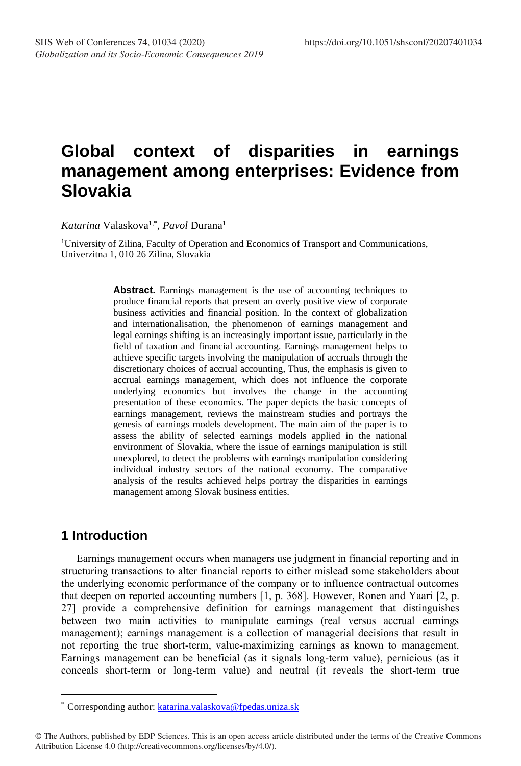# Global context of disparities in earnings management among enterprises: Evidence from Slovakia

*Katarina* Valaskova[1,*], *Pavol* Durana[1]

[1]University of Zilina, Faculty of Operation and Economics of Transport and Communications, Univerzitna 1, 010 26 Zilina, Slovakia

**Abstract.** Earnings management is the use of accounting techniques to produce financial reports that present an overly positive view of corporate business activities and financial position. In the context of globalization and internationalisation, the phenomenon of earnings management and legal earnings shifting is an increasingly important issue, particularly in the field of taxation and financial accounting. Earnings management helps to achieve specific targets involving the manipulation of accruals through the discretionary choices of accrual accounting, Thus, the emphasis is given to accrual earnings management, which does not influence the corporate underlying economics but involves the change in the accounting presentation of these economics. The paper depicts the basic concepts of earnings management, reviews the mainstream studies and portrays the genesis of earnings models development. The main aim of the paper is to assess the ability of selected earnings models applied in the national environment of Slovakia, where the issue of earnings manipulation is still unexplored, to detect the problems with earnings manipulation considering individual industry sectors of the national economy. The comparative analysis of the results achieved helps portray the disparities in earnings management among Slovak business entities.

## 1 Introduction

Earnings management occurs when managers use judgment in financial reporting and in structuring transactions to alter financial reports to either mislead some stakeholders about the underlying economic performance of the company or to influence contractual outcomes that deepen on reported accounting numbers [1, p. 368]. However, Ronen and Yaari [2, p. 27] provide a comprehensive definition for earnings management that distinguishes between two main activities to manipulate earnings (real versus accrual earnings management); earnings management is a collection of managerial decisions that result in not reporting the true short-term, value-maximizing earnings as known to management. Earnings management can be beneficial (as it signals long-term value), pernicious (as it conceals short-term or long-term value) and neutral (it reveals the short-term true

---

* Corresponding author: katarina.valaskova@fpedas.uniza.sk

© The Authors, published by EDP Sciences. This is an open access article distributed under the terms of the Creative Commons Attribution License 4.0 (http://creativecommons.org/licenses/by/4.0/).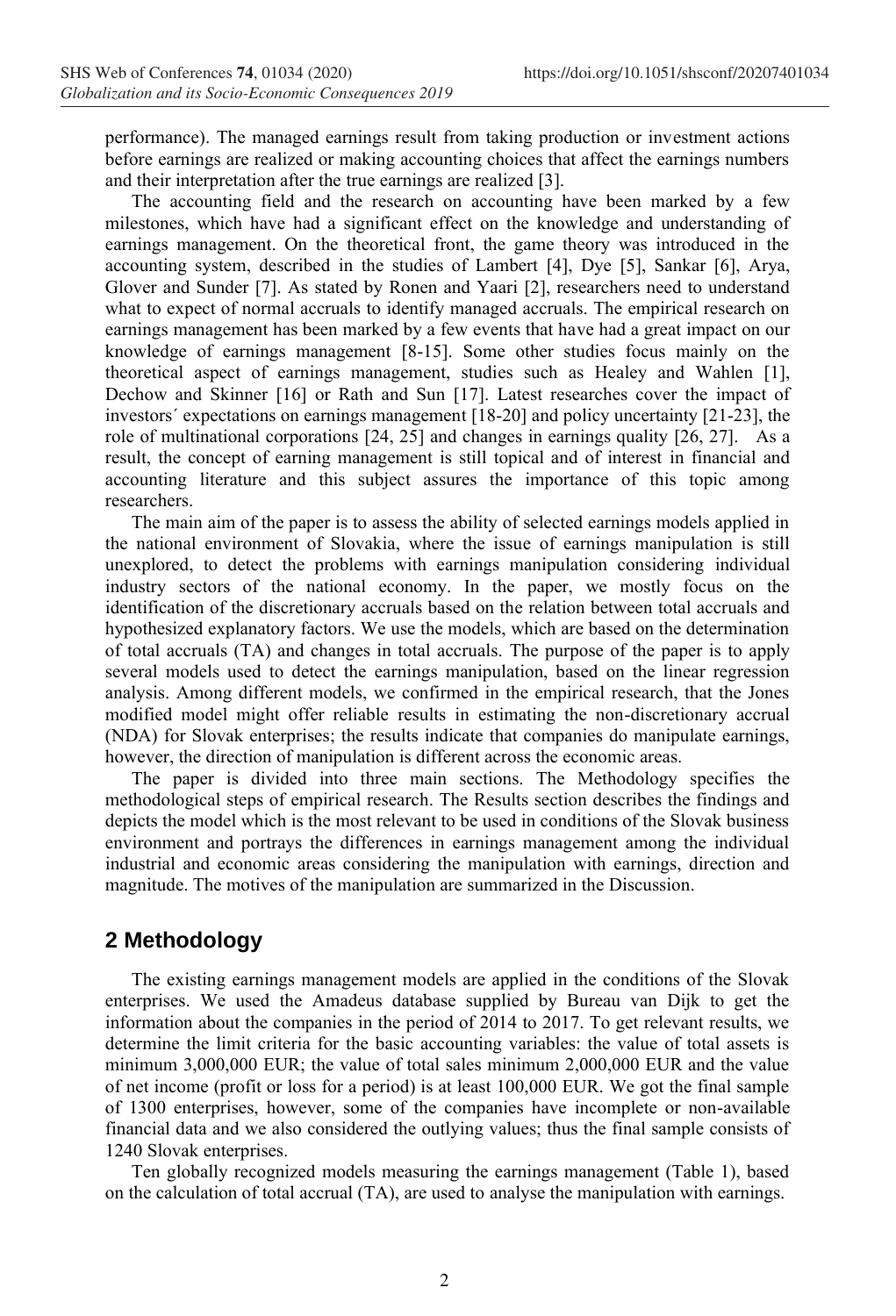performance). The managed earnings result from taking production or investment actions before earnings are realized or making accounting choices that affect the earnings numbers and their interpretation after the true earnings are realized [3].

The accounting field and the research on accounting have been marked by a few milestones, which have had a significant effect on the knowledge and understanding of earnings management. On the theoretical front, the game theory was introduced in the accounting system, described in the studies of Lambert [4], Dye [5], Sankar [6], Arya, Glover and Sunder [7]. As stated by Ronen and Yaari [2], researchers need to understand what to expect of normal accruals to identify managed accruals. The empirical research on earnings management has been marked by a few events that have had a great impact on our knowledge of earnings management [8-15]. Some other studies focus mainly on the theoretical aspect of earnings management, studies such as Healey and Wahlen [1], Dechow and Skinner [16] or Rath and Sun [17]. Latest researches cover the impact of investors´ expectations on earnings management [18-20] and policy uncertainty [21-23], the role of multinational corporations [24, 25] and changes in earnings quality [26, 27]. As a result, the concept of earning management is still topical and of interest in financial and accounting literature and this subject assures the importance of this topic among researchers.

The main aim of the paper is to assess the ability of selected earnings models applied in the national environment of Slovakia, where the issue of earnings manipulation is still unexplored, to detect the problems with earnings manipulation considering individual industry sectors of the national economy. In the paper, we mostly focus on the identification of the discretionary accruals based on the relation between total accruals and hypothesized explanatory factors. We use the models, which are based on the determination of total accruals (TA) and changes in total accruals. The purpose of the paper is to apply several models used to detect the earnings manipulation, based on the linear regression analysis. Among different models, we confirmed in the empirical research, that the Jones modified model might offer reliable results in estimating the non-discretionary accrual (NDA) for Slovak enterprises; the results indicate that companies do manipulate earnings, however, the direction of manipulation is different across the economic areas.

The paper is divided into three main sections. The Methodology specifies the methodological steps of empirical research. The Results section describes the findings and depicts the model which is the most relevant to be used in conditions of the Slovak business environment and portrays the differences in earnings management among the individual industrial and economic areas considering the manipulation with earnings, direction and magnitude. The motives of the manipulation are summarized in the Discussion.

## 2 Methodology

The existing earnings management models are applied in the conditions of the Slovak enterprises. We used the Amadeus database supplied by Bureau van Dijk to get the information about the companies in the period of 2014 to 2017. To get relevant results, we determine the limit criteria for the basic accounting variables: the value of total assets is minimum 3,000,000 EUR; the value of total sales minimum 2,000,000 EUR and the value of net income (profit or loss for a period) is at least 100,000 EUR. We got the final sample of 1300 enterprises, however, some of the companies have incomplete or non-available financial data and we also considered the outlying values; thus the final sample consists of 1240 Slovak enterprises.

Ten globally recognized models measuring the earnings management (Table 1), based on the calculation of total accrual (TA), are used to analyse the manipulation with earnings.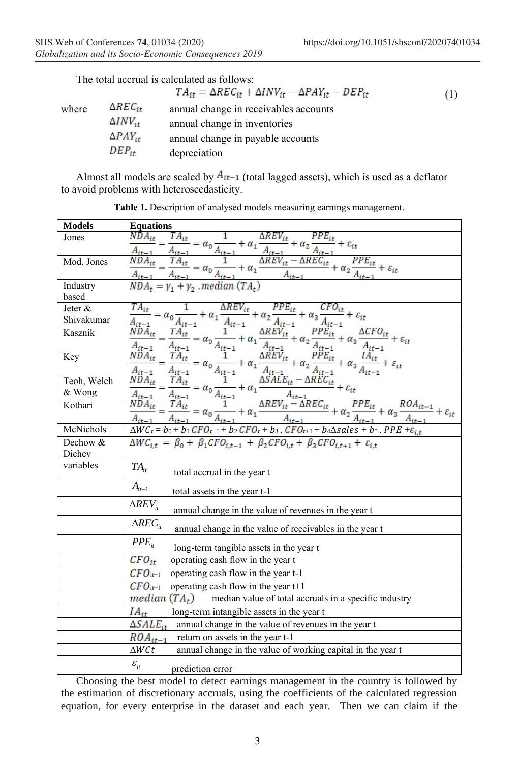The total accrual is calculated as follows:

$$TA_{it} = \Delta REC_{it} + \Delta INV_{it} - \Delta PAY_{it} - DEP_{it} \tag{1}$$

where

| | |
|---|---|
| $\Delta REC_{it}$ | annual change in receivables accounts |
| $\Delta INV_{it}$ | annual change in inventories |
| $\Delta PAY_{it}$ | annual change in payable accounts |
| $DEP_{it}$ | depreciation |

Almost all models are scaled by $A_{it-1}$ (total lagged assets), which is used as a deflator to avoid problems with heteroscedasticity.

**Table 1.** Description of analysed models measuring earnings management.

| **Models** | **Equations** |
|---|---|
| Jones | $\frac{NDA_{it}}{A_{it-1}} = \frac{TA_{it}}{A_{it-1}} = \alpha_0 \frac{1}{A_{it-1}} + \alpha_1 \frac{\Delta REV_{it}}{A_{it-1}} + \alpha_2 \frac{PPE_{it}}{A_{it-1}} + \varepsilon_{it}$ |
| Mod. Jones | $\frac{NDA_{it}}{A_{it-1}} = \frac{TA_{it}}{A_{it-1}} = \alpha_0 \frac{1}{A_{it-1}} + \alpha_1 \frac{\Delta REV_{it} - \Delta REC_{it}}{A_{it-1}} + \alpha_2 \frac{PPE_{it}}{A_{it-1}} + \varepsilon_{it}$ |
| Industry based | $NDA_t = \gamma_1 + \gamma_2 . median\,(TA_t)$ |
| Jeter & Shivakumar | $\frac{TA_{it}}{A_{it-1}} = \alpha_0 \frac{1}{A_{it-1}} + \alpha_1 \frac{\Delta REV_{it}}{A_{it-1}} + \alpha_2 \frac{PPE_{it}}{A_{it-1}} + \alpha_3 \frac{CFO_{it}}{A_{it-1}} + \varepsilon_{it}$ |
| Kasznik | $\frac{NDA_{it}}{A_{it-1}} = \frac{TA_{it}}{A_{it-1}} = \alpha_0 \frac{1}{A_{it-1}} + \alpha_1 \frac{\Delta REV_{it}}{A_{it-1}} + \alpha_2 \frac{PPE_{it}}{A_{it-1}} + \alpha_3 \frac{\Delta CFO_{it}}{A_{it-1}} + \varepsilon_{it}$ |
| Key | $\frac{NDA_{it}}{A_{it-1}} = \frac{TA_{it}}{A_{it-1}} = \alpha_0 \frac{1}{A_{it-1}} + \alpha_1 \frac{\Delta REV_{it}}{A_{it-1}} + \alpha_2 \frac{PPE_{it}}{A_{it-1}} + \alpha_3 \frac{IA_{it}}{A_{it-1}} + \varepsilon_{it}$ |
| Teoh, Welch & Wong | $\frac{NDA_{it}}{A_{it-1}} = \frac{TA_{it}}{A_{it-1}} = \alpha_0 \frac{1}{A_{it-1}} + \alpha_1 \frac{\Delta SALE_{it} - \Delta REC_{it}}{A_{it-1}} + \varepsilon_{it}$ |
| Kothari | $\frac{NDA_{it}}{A_{it-1}} = \frac{TA_{it}}{A_{it-1}} = \alpha_0 \frac{1}{A_{it-1}} + \alpha_1 \frac{\Delta REV_{it} - \Delta REC_{it}}{A_{it-1}} + \alpha_2 \frac{PPE_{it}}{A_{it-1}} + \alpha_3 \frac{ROA_{it-1}}{A_{it-1}} + \varepsilon_{it}$ |
| McNichols | $\Delta WC_t = b_0 + b_1 CFO_{t-1} + b_2 CFO_t + b_3 . CFO_{t+1} + b_4 \Delta sales + b_5 . PPE + \varepsilon_{i,t}$ |
| Dechow & Dichev | $\Delta WC_{i,t} = \beta_0 + \beta_1 CFO_{i,t-1} + \beta_2 CFO_{i,t} + \beta_3 CFO_{i,t+1} + \varepsilon_{i,t}$ |
| variables | $TA_{it}$ total accrual in the year t |
| | $A_{it-1}$ total assets in the year t-1 |
| | $\Delta REV_{it}$ annual change in the value of revenues in the year t |
| | $\Delta REC_{it}$ annual change in the value of receivables in the year t |
| | $PPE_{it}$ long-term tangible assets in the year t |
| | $CFO_{it}$ operating cash flow in the year t |
| | $CFO_{it-1}$ operating cash flow in the year t-1 |
| | $CFO_{it+1}$ operating cash flow in the year t+1 |
| | $median\,(TA_t)$ median value of total accruals in a specific industry |
| | $IA_{it}$ long-term intangible assets in the year t |
| | $\Delta SALE_{it}$ annual change in the value of revenues in the year t |
| | $ROA_{it-1}$ return on assets in the year t-1 |
| | $\Delta WCt$ annual change in the value of working capital in the year t |
| | $\varepsilon_{it}$ prediction error |

Choosing the best model to detect earnings management in the country is followed by the estimation of discretionary accruals, using the coefficients of the calculated regression equation, for every enterprise in the dataset and each year. Then we can claim if the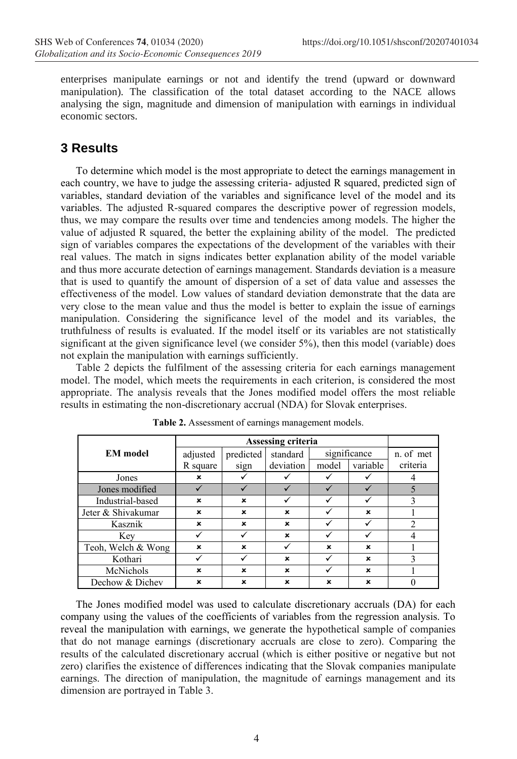enterprises manipulate earnings or not and identify the trend (upward or downward manipulation). The classification of the total dataset according to the NACE allows analysing the sign, magnitude and dimension of manipulation with earnings in individual economic sectors.

## 3 Results

To determine which model is the most appropriate to detect the earnings management in each country, we have to judge the assessing criteria- adjusted R squared, predicted sign of variables, standard deviation of the variables and significance level of the model and its variables. The adjusted R-squared compares the descriptive power of regression models, thus, we may compare the results over time and tendencies among models. The higher the value of adjusted R squared, the better the explaining ability of the model. The predicted sign of variables compares the expectations of the development of the variables with their real values. The match in signs indicates better explanation ability of the model variable and thus more accurate detection of earnings management. Standards deviation is a measure that is used to quantify the amount of dispersion of a set of data value and assesses the effectiveness of the model. Low values of standard deviation demonstrate that the data are very close to the mean value and thus the model is better to explain the issue of earnings manipulation. Considering the significance level of the model and its variables, the truthfulness of results is evaluated. If the model itself or its variables are not statistically significant at the given significance level (we consider 5%), then this model (variable) does not explain the manipulation with earnings sufficiently.

Table 2 depicts the fulfilment of the assessing criteria for each earnings management model. The model, which meets the requirements in each criterion, is considered the most appropriate. The analysis reveals that the Jones modified model offers the most reliable results in estimating the non-discretionary accrual (NDA) for Slovak enterprises.

**Table 2.** Assessment of earnings management models.

| EM model | Assessing criteria | | | | | n. of met criteria |
|---|---|---|---|---|---|---|
| | adjusted R square | predicted sign | standard deviation | significance | | |
| | | | | model | variable | |
| Jones | ✗ | ✓ | ✓ | ✓ | ✓ | 4 |
| Jones modified | ✓ | ✓ | ✓ | ✓ | ✓ | 5 |
| Industrial-based | ✗ | ✗ | ✓ | ✓ | ✓ | 3 |
| Jeter & Shivakumar | ✗ | ✗ | ✗ | ✓ | ✗ | 1 |
| Kasznik | ✗ | ✗ | ✗ | ✓ | ✓ | 2 |
| Key | ✓ | ✓ | ✗ | ✓ | ✓ | 4 |
| Teoh, Welch & Wong | ✗ | ✗ | ✓ | ✗ | ✗ | 1 |
| Kothari | ✓ | ✓ | ✗ | ✓ | ✗ | 3 |
| McNichols | ✗ | ✗ | ✗ | ✓ | ✗ | 1 |
| Dechow & Dichev | ✗ | ✗ | ✗ | ✗ | ✗ | 0 |

The Jones modified model was used to calculate discretionary accruals (DA) for each company using the values of the coefficients of variables from the regression analysis. To reveal the manipulation with earnings, we generate the hypothetical sample of companies that do not manage earnings (discretionary accruals are close to zero). Comparing the results of the calculated discretionary accrual (which is either positive or negative but not zero) clarifies the existence of differences indicating that the Slovak companies manipulate earnings. The direction of manipulation, the magnitude of earnings management and its dimension are portrayed in Table 3.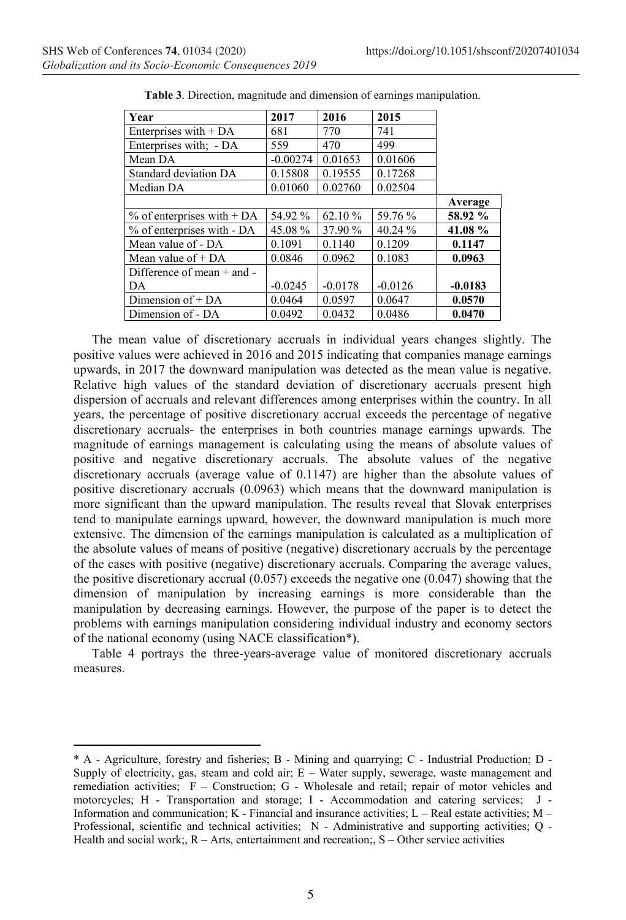**Table 3**. Direction, magnitude and dimension of earnings manipulation.

| Year | 2017 | 2016 | 2015 | |
|---|---|---|---|---|
| Enterprises with + DA | 681 | 770 | 741 | |
| Enterprises with; - DA | 559 | 470 | 499 | |
| Mean DA | -0.00274 | 0.01653 | 0.01606 | |
| Standard deviation DA | 0.15808 | 0.19555 | 0.17268 | |
| Median DA | 0.01060 | 0.02760 | 0.02504 | |
| | | | | **Average** |
| % of enterprises with + DA | 54.92 % | 62.10 % | 59.76 % | **58.92 %** |
| % of enterprises with - DA | 45.08 % | 37.90 % | 40.24 % | **41.08 %** |
| Mean value of - DA | 0.1091 | 0.1140 | 0.1209 | **0.1147** |
| Mean value of + DA | 0.0846 | 0.0962 | 0.1083 | **0.0963** |
| Difference of mean + and - DA | -0.0245 | -0.0178 | -0.0126 | **-0.0183** |
| Dimension of + DA | 0.0464 | 0.0597 | 0.0647 | **0.0570** |
| Dimension of - DA | 0.0492 | 0.0432 | 0.0486 | **0.0470** |

The mean value of discretionary accruals in individual years changes slightly. The positive values were achieved in 2016 and 2015 indicating that companies manage earnings upwards, in 2017 the downward manipulation was detected as the mean value is negative. Relative high values of the standard deviation of discretionary accruals present high dispersion of accruals and relevant differences among enterprises within the country. In all years, the percentage of positive discretionary accrual exceeds the percentage of negative discretionary accruals- the enterprises in both countries manage earnings upwards. The magnitude of earnings management is calculating using the means of absolute values of positive and negative discretionary accruals. The absolute values of the negative discretionary accruals (average value of 0.1147) are higher than the absolute values of positive discretionary accruals (0.0963) which means that the downward manipulation is more significant than the upward manipulation. The results reveal that Slovak enterprises tend to manipulate earnings upward, however, the downward manipulation is much more extensive. The dimension of the earnings manipulation is calculated as a multiplication of the absolute values of means of positive (negative) discretionary accruals by the percentage of the cases with positive (negative) discretionary accruals. Comparing the average values, the positive discretionary accrual (0.057) exceeds the negative one (0.047) showing that the dimension of manipulation by increasing earnings is more considerable than the manipulation by decreasing earnings. However, the purpose of the paper is to detect the problems with earnings manipulation considering individual industry and economy sectors of the national economy (using NACE classification*).

Table 4 portrays the three-years-average value of monitored discretionary accruals measures.

---

* A - Agriculture, forestry and fisheries; B - Mining and quarrying; C - Industrial Production; D - Supply of electricity, gas, steam and cold air; E – Water supply, sewerage, waste management and remediation activities; F – Construction; G - Wholesale and retail; repair of motor vehicles and motorcycles; H - Transportation and storage; I - Accommodation and catering services; J - Information and communication; K - Financial and insurance activities; L – Real estate activities; M – Professional, scientific and technical activities; N - Administrative and supporting activities; Q - Health and social work;, R – Arts, entertainment and recreation;, S – Other service activities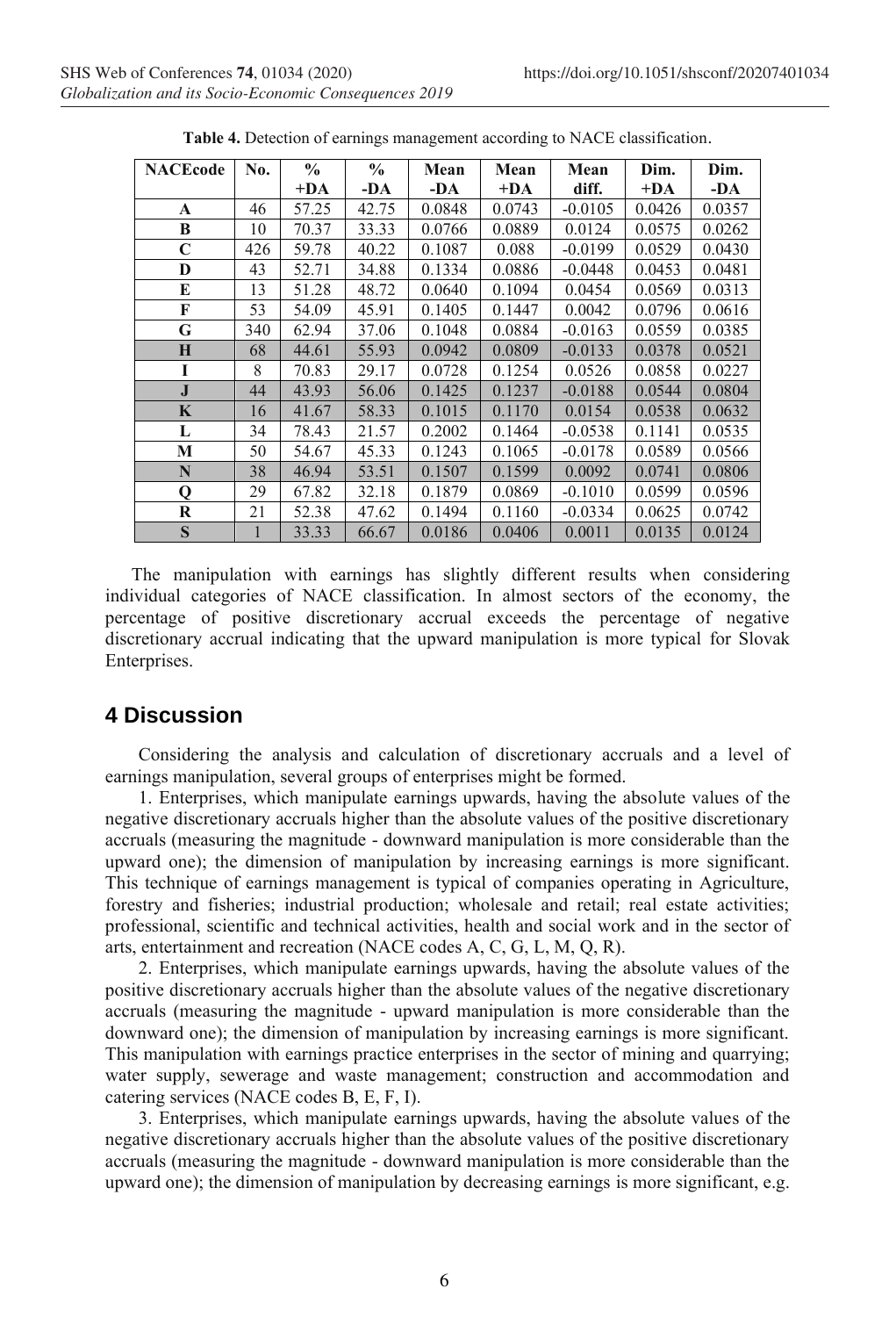**Table 4.** Detection of earnings management according to NACE classification.

| NACEcode | No. | % +DA | % -DA | Mean -DA | Mean +DA | Mean diff. | Dim. +DA | Dim. -DA |
|---|---|---|---|---|---|---|---|---|
| A | 46 | 57.25 | 42.75 | 0.0848 | 0.0743 | -0.0105 | 0.0426 | 0.0357 |
| B | 10 | 70.37 | 33.33 | 0.0766 | 0.0889 | 0.0124 | 0.0575 | 0.0262 |
| C | 426 | 59.78 | 40.22 | 0.1087 | 0.088 | -0.0199 | 0.0529 | 0.0430 |
| D | 43 | 52.71 | 34.88 | 0.1334 | 0.0886 | -0.0448 | 0.0453 | 0.0481 |
| E | 13 | 51.28 | 48.72 | 0.0640 | 0.1094 | 0.0454 | 0.0569 | 0.0313 |
| F | 53 | 54.09 | 45.91 | 0.1405 | 0.1447 | 0.0042 | 0.0796 | 0.0616 |
| G | 340 | 62.94 | 37.06 | 0.1048 | 0.0884 | -0.0163 | 0.0559 | 0.0385 |
| H | 68 | 44.61 | 55.93 | 0.0942 | 0.0809 | -0.0133 | 0.0378 | 0.0521 |
| I | 8 | 70.83 | 29.17 | 0.0728 | 0.1254 | 0.0526 | 0.0858 | 0.0227 |
| J | 44 | 43.93 | 56.06 | 0.1425 | 0.1237 | -0.0188 | 0.0544 | 0.0804 |
| K | 16 | 41.67 | 58.33 | 0.1015 | 0.1170 | 0.0154 | 0.0538 | 0.0632 |
| L | 34 | 78.43 | 21.57 | 0.2002 | 0.1464 | -0.0538 | 0.1141 | 0.0535 |
| M | 50 | 54.67 | 45.33 | 0.1243 | 0.1065 | -0.0178 | 0.0589 | 0.0566 |
| N | 38 | 46.94 | 53.51 | 0.1507 | 0.1599 | 0.0092 | 0.0741 | 0.0806 |
| Q | 29 | 67.82 | 32.18 | 0.1879 | 0.0869 | -0.1010 | 0.0599 | 0.0596 |
| R | 21 | 52.38 | 47.62 | 0.1494 | 0.1160 | -0.0334 | 0.0625 | 0.0742 |
| S | 1 | 33.33 | 66.67 | 0.0186 | 0.0406 | 0.0011 | 0.0135 | 0.0124 |

The manipulation with earnings has slightly different results when considering individual categories of NACE classification. In almost sectors of the economy, the percentage of positive discretionary accrual exceeds the percentage of negative discretionary accrual indicating that the upward manipulation is more typical for Slovak Enterprises.

## 4 Discussion

Considering the analysis and calculation of discretionary accruals and a level of earnings manipulation, several groups of enterprises might be formed.

1. Enterprises, which manipulate earnings upwards, having the absolute values of the negative discretionary accruals higher than the absolute values of the positive discretionary accruals (measuring the magnitude - downward manipulation is more considerable than the upward one); the dimension of manipulation by increasing earnings is more significant. This technique of earnings management is typical of companies operating in Agriculture, forestry and fisheries; industrial production; wholesale and retail; real estate activities; professional, scientific and technical activities, health and social work and in the sector of arts, entertainment and recreation (NACE codes A, C, G, L, M, Q, R).

2. Enterprises, which manipulate earnings upwards, having the absolute values of the positive discretionary accruals higher than the absolute values of the negative discretionary accruals (measuring the magnitude - upward manipulation is more considerable than the downward one); the dimension of manipulation by increasing earnings is more significant. This manipulation with earnings practice enterprises in the sector of mining and quarrying; water supply, sewerage and waste management; construction and accommodation and catering services (NACE codes B, E, F, I).

3. Enterprises, which manipulate earnings upwards, having the absolute values of the negative discretionary accruals higher than the absolute values of the positive discretionary accruals (measuring the magnitude - downward manipulation is more considerable than the upward one); the dimension of manipulation by decreasing earnings is more significant, e.g.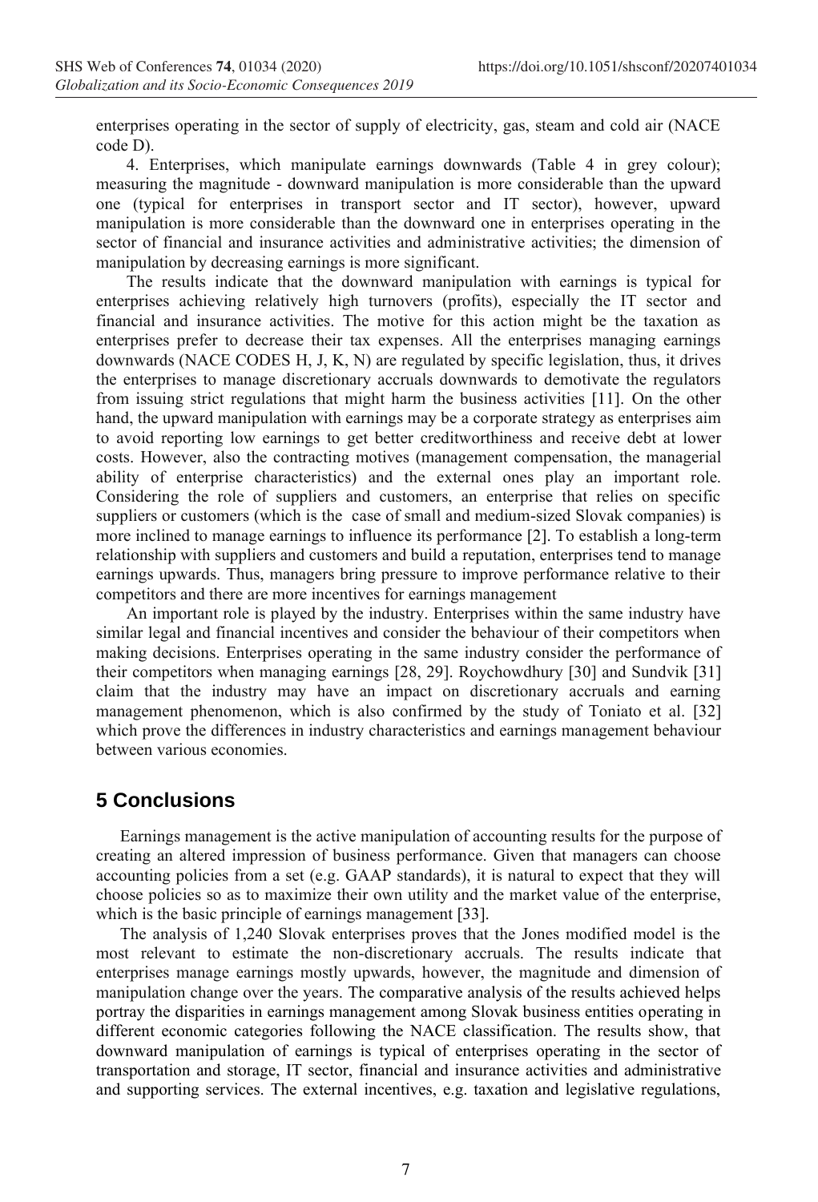enterprises operating in the sector of supply of electricity, gas, steam and cold air (NACE code D).

4. Enterprises, which manipulate earnings downwards (Table 4 in grey colour); measuring the magnitude - downward manipulation is more considerable than the upward one (typical for enterprises in transport sector and IT sector), however, upward manipulation is more considerable than the downward one in enterprises operating in the sector of financial and insurance activities and administrative activities; the dimension of manipulation by decreasing earnings is more significant.

The results indicate that the downward manipulation with earnings is typical for enterprises achieving relatively high turnovers (profits), especially the IT sector and financial and insurance activities. The motive for this action might be the taxation as enterprises prefer to decrease their tax expenses. All the enterprises managing earnings downwards (NACE CODES H, J, K, N) are regulated by specific legislation, thus, it drives the enterprises to manage discretionary accruals downwards to demotivate the regulators from issuing strict regulations that might harm the business activities [11]. On the other hand, the upward manipulation with earnings may be a corporate strategy as enterprises aim to avoid reporting low earnings to get better creditworthiness and receive debt at lower costs. However, also the contracting motives (management compensation, the managerial ability of enterprise characteristics) and the external ones play an important role. Considering the role of suppliers and customers, an enterprise that relies on specific suppliers or customers (which is the case of small and medium-sized Slovak companies) is more inclined to manage earnings to influence its performance [2]. To establish a long-term relationship with suppliers and customers and build a reputation, enterprises tend to manage earnings upwards. Thus, managers bring pressure to improve performance relative to their competitors and there are more incentives for earnings management

An important role is played by the industry. Enterprises within the same industry have similar legal and financial incentives and consider the behaviour of their competitors when making decisions. Enterprises operating in the same industry consider the performance of their competitors when managing earnings [28, 29]. Roychowdhury [30] and Sundvik [31] claim that the industry may have an impact on discretionary accruals and earning management phenomenon, which is also confirmed by the study of Toniato et al. [32] which prove the differences in industry characteristics and earnings management behaviour between various economies.

## 5 Conclusions

Earnings management is the active manipulation of accounting results for the purpose of creating an altered impression of business performance. Given that managers can choose accounting policies from a set (e.g. GAAP standards), it is natural to expect that they will choose policies so as to maximize their own utility and the market value of the enterprise, which is the basic principle of earnings management [33].

The analysis of 1,240 Slovak enterprises proves that the Jones modified model is the most relevant to estimate the non-discretionary accruals. The results indicate that enterprises manage earnings mostly upwards, however, the magnitude and dimension of manipulation change over the years. The comparative analysis of the results achieved helps portray the disparities in earnings management among Slovak business entities operating in different economic categories following the NACE classification. The results show, that downward manipulation of earnings is typical of enterprises operating in the sector of transportation and storage, IT sector, financial and insurance activities and administrative and supporting services. The external incentives, e.g. taxation and legislative regulations,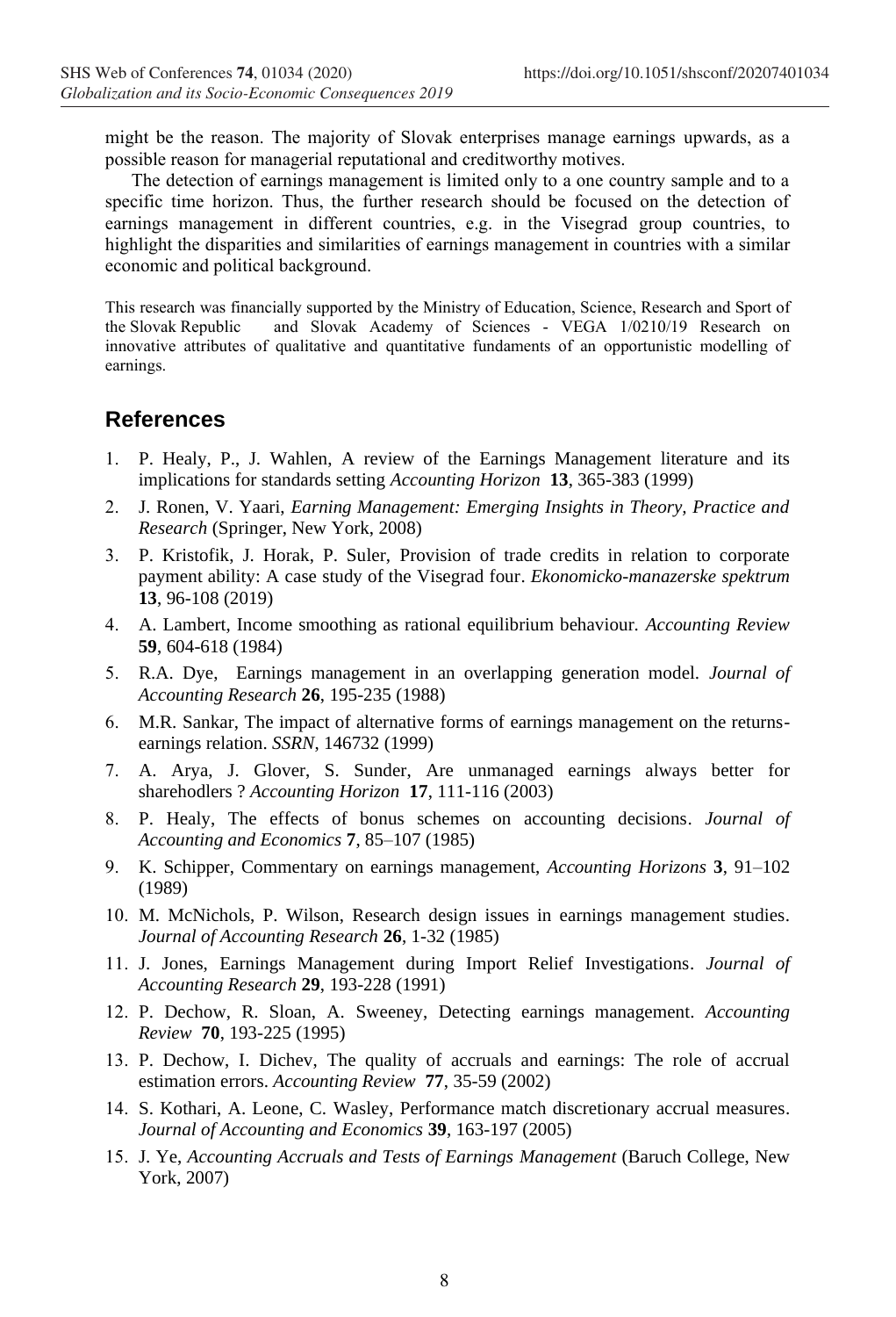might be the reason. The majority of Slovak enterprises manage earnings upwards, as a possible reason for managerial reputational and creditworthy motives.

The detection of earnings management is limited only to a one country sample and to a specific time horizon. Thus, the further research should be focused on the detection of earnings management in different countries, e.g. in the Visegrad group countries, to highlight the disparities and similarities of earnings management in countries with a similar economic and political background.

This research was financially supported by the Ministry of Education, Science, Research and Sport of the Slovak Republic and Slovak Academy of Sciences - VEGA 1/0210/19 Research on innovative attributes of qualitative and quantitative fundaments of an opportunistic modelling of earnings.

## References

1. P. Healy, P., J. Wahlen, A review of the Earnings Management literature and its implications for standards setting *Accounting Horizon* **13**, 365-383 (1999)
2. J. Ronen, V. Yaari, *Earning Management: Emerging Insights in Theory, Practice and Research* (Springer, New York, 2008)
3. P. Kristofik, J. Horak, P. Suler, Provision of trade credits in relation to corporate payment ability: A case study of the Visegrad four. *Ekonomicko-manazerske spektrum* **13**, 96-108 (2019)
4. A. Lambert, Income smoothing as rational equilibrium behaviour. *Accounting Review* **59**, 604-618 (1984)
5. R.A. Dye, Earnings management in an overlapping generation model. *Journal of Accounting Research* **26**, 195-235 (1988)
6. M.R. Sankar, The impact of alternative forms of earnings management on the returns-earnings relation. *SSRN*, 146732 (1999)
7. A. Arya, J. Glover, S. Sunder, Are unmanaged earnings always better for sharehodlers ? *Accounting Horizon* **17**, 111-116 (2003)
8. P. Healy, The effects of bonus schemes on accounting decisions. *Journal of Accounting and Economics* **7**, 85–107 (1985)
9. K. Schipper, Commentary on earnings management, *Accounting Horizons* **3**, 91–102 (1989)
10. M. McNichols, P. Wilson, Research design issues in earnings management studies. *Journal of Accounting Research* **26**, 1-32 (1985)
11. J. Jones, Earnings Management during Import Relief Investigations. *Journal of Accounting Research* **29**, 193-228 (1991)
12. P. Dechow, R. Sloan, A. Sweeney, Detecting earnings management. *Accounting Review* **70**, 193-225 (1995)
13. P. Dechow, I. Dichev, The quality of accruals and earnings: The role of accrual estimation errors. *Accounting Review* **77**, 35-59 (2002)
14. S. Kothari, A. Leone, C. Wasley, Performance match discretionary accrual measures. *Journal of Accounting and Economics* **39**, 163-197 (2005)
15. J. Ye, *Accounting Accruals and Tests of Earnings Management* (Baruch College, New York, 2007)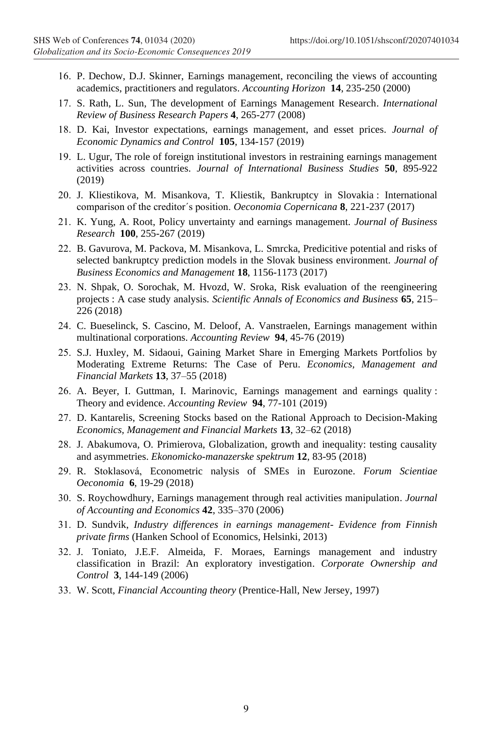16. P. Dechow, D.J. Skinner, Earnings management, reconciling the views of accounting academics, practitioners and regulators. *Accounting Horizon* **14**, 235-250 (2000)
17. S. Rath, L. Sun, The development of Earnings Management Research. *International Review of Business Research Papers* **4**, 265-277 (2008)
18. D. Kai, Investor expectations, earnings management, and esset prices. *Journal of Economic Dynamics and Control* **105**, 134-157 (2019)
19. L. Ugur, The role of foreign institutional investors in restraining earnings management activities across countries. *Journal of International Business Studies* **50**, 895-922 (2019)
20. J. Kliestikova, M. Misankova, T. Kliestik, Bankruptcy in Slovakia : International comparison of the creditor´s position. *Oeconomia Copernicana* **8**, 221-237 (2017)
21. K. Yung, A. Root, Policy unvertainty and earnings management. *Journal of Business Research* **100**, 255-267 (2019)
22. B. Gavurova, M. Packova, M. Misankova, L. Smrcka, Predicitive potential and risks of selected bankruptcy prediction models in the Slovak business environment. *Journal of Business Economics and Management* **18**, 1156-1173 (2017)
23. N. Shpak, O. Sorochak, M. Hvozd, W. Sroka, Risk evaluation of the reengineering projects : A case study analysis. *Scientific Annals of Economics and Business* **65**, 215–226 (2018)
24. C. Bueselinck, S. Cascino, M. Deloof, A. Vanstraelen, Earnings management within multinational corporations. *Accounting Review* **94**, 45-76 (2019)
25. S.J. Huxley, M. Sidaoui, Gaining Market Share in Emerging Markets Portfolios by Moderating Extreme Returns: The Case of Peru. *Economics, Management and Financial Markets* **13**, 37–55 (2018)
26. A. Beyer, I. Guttman, I. Marinovic, Earnings management and earnings quality : Theory and evidence. *Accounting Review* **94**, 77-101 (2019)
27. D. Kantarelis, Screening Stocks based on the Rational Approach to Decision-Making *Economics, Management and Financial Markets* **13**, 32–62 (2018)
28. J. Abakumova, O. Primierova, Globalization, growth and inequality: testing causality and asymmetries. *Ekonomicko-manazerske spektrum* **12**, 83-95 (2018)
29. R. Stoklasová, Econometric nalysis of SMEs in Eurozone. *Forum Scientiae Oeconomia* **6**, 19-29 (2018)
30. S. Roychowdhury, Earnings management through real activities manipulation. *Journal of Accounting and Economics* **42**, 335–370 (2006)
31. D. Sundvik, *Industry differences in earnings management- Evidence from Finnish private firms* (Hanken School of Economics, Helsinki, 2013)
32. J. Toniato, J.E.F. Almeida, F. Moraes, Earnings management and industry classification in Brazil: An exploratory investigation. *Corporate Ownership and Control* **3**, 144-149 (2006)
33. W. Scott, *Financial Accounting theory* (Prentice-Hall, New Jersey, 1997)